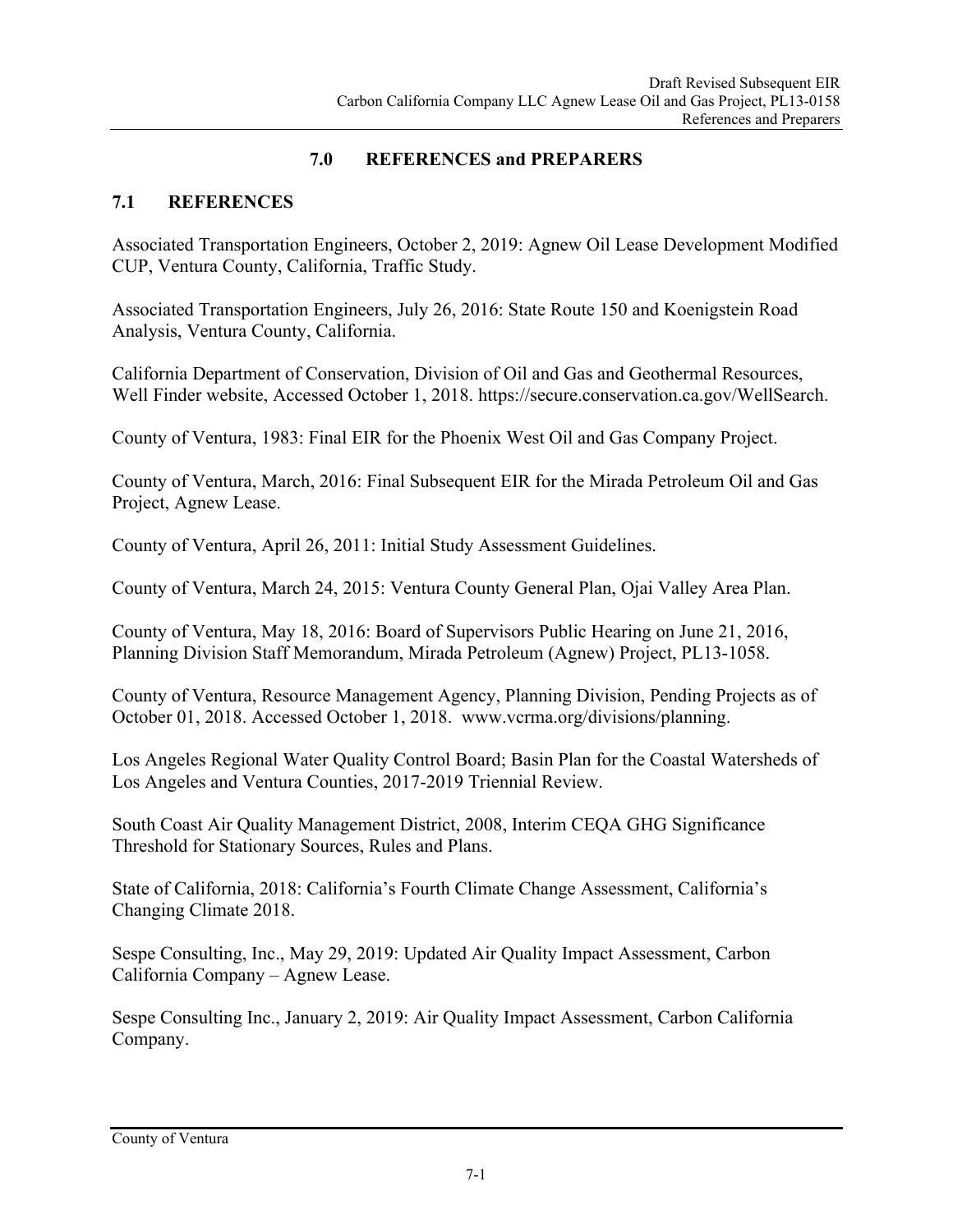# 7.0 REFERENCES and PREPARERS

## 7.1 REFERENCES

Associated Transportation Engineers, October 2, 2019: Agnew Oil Lease Development Modified CUP, Ventura County, California, Traffic Study.

Associated Transportation Engineers, July 26, 2016: State Route 150 and Koenigstein Road Analysis, Ventura County, California.

California Department of Conservation, Division of Oil and Gas and Geothermal Resources, Well Finder website, Accessed October 1, 2018. https://secure.conservation.ca.gov/WellSearch.

County of Ventura, 1983: Final EIR for the Phoenix West Oil and Gas Company Project.

County of Ventura, March, 2016: Final Subsequent EIR for the Mirada Petroleum Oil and Gas Project, Agnew Lease.

County of Ventura, April 26, 2011: Initial Study Assessment Guidelines.

County of Ventura, March 24, 2015: Ventura County General Plan, Ojai Valley Area Plan.

County of Ventura, May 18, 2016: Board of Supervisors Public Hearing on June 21, 2016, Planning Division Staff Memorandum, Mirada Petroleum (Agnew) Project, PL13-1058.

County of Ventura, Resource Management Agency, Planning Division, Pending Projects as of October 01, 2018. Accessed October 1, 2018. www.vcrma.org/divisions/planning.

Los Angeles Regional Water Quality Control Board; Basin Plan for the Coastal Watersheds of Los Angeles and Ventura Counties, 2017-2019 Triennial Review.

South Coast Air Quality Management District, 2008, Interim CEQA GHG Significance Threshold for Stationary Sources, Rules and Plans.

State of California, 2018: California's Fourth Climate Change Assessment, California's Changing Climate 2018.

Sespe Consulting, Inc., May 29, 2019: Updated Air Quality Impact Assessment, Carbon California Company – Agnew Lease.

Sespe Consulting Inc., January 2, 2019: Air Quality Impact Assessment, Carbon California Company.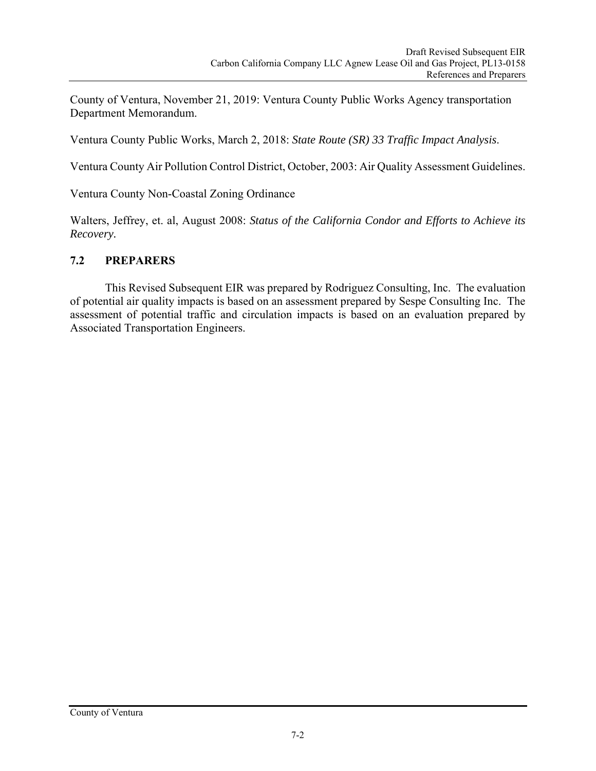County of Ventura, November 21, 2019: Ventura County Public Works Agency transportation Department Memorandum.

Ventura County Public Works, March 2, 2018: *State Route (SR) 33 Traffic Impact Analysis*.

Ventura County Air Pollution Control District, October, 2003: Air Quality Assessment Guidelines.

Ventura County Non-Coastal Zoning Ordinance

Walters, Jeffrey, et. al, August 2008: *Status of the California Condor and Efforts to Achieve its Recovery*.

## 7.2 PREPARERS

This Revised Subsequent EIR was prepared by Rodriguez Consulting, Inc. The evaluation of potential air quality impacts is based on an assessment prepared by Sespe Consulting Inc. The assessment of potential traffic and circulation impacts is based on an evaluation prepared by Associated Transportation Engineers.